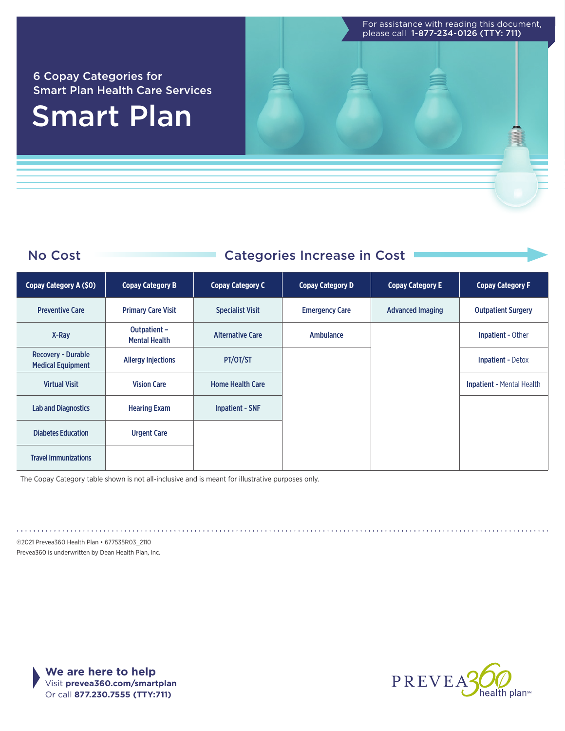For assistance with reading this document, please call **1-877-234-0126 (TTY: 711)**

## 6 Copay Categories for Smart Plan Health Care Services

# Smart Plan

**No Cost** → **Categories Increase in Cost**

| Copay Category A ($0) | Copay Category B | Copay Category C | Copay Category D | Copay Category E | Copay Category F |
|---|---|---|---|---|---|
| Preventive Care | Primary Care Visit | Specialist Visit | Emergency Care | Advanced Imaging | Outpatient Surgery |
| X-Ray | Outpatient – Mental Health | Alternative Care | Ambulance | | **Inpatient -** Other |
| Recovery - Durable Medical Equipment | Allergy Injections | PT/OT/ST | | | **Inpatient -** Detox |
| Virtual Visit | Vision Care | Home Health Care | | | **Inpatient -** Mental Health |
| Lab and Diagnostics | Hearing Exam | Inpatient - SNF | | | |
| Diabetes Education | Urgent Care | | | | |
| Travel Immunizations | | | | | |

The Copay Category table shown is not all-inclusive and is meant for illustrative purposes only.

©2021 Prevea360 Health Plan • 677535R03_2110
Prevea360 is underwritten by Dean Health Plan, Inc.

**We are here to help**
Visit **prevea360.com/smartplan**
Or call **877.230.7555 (TTY:711)**

PREVEA360 health plan℠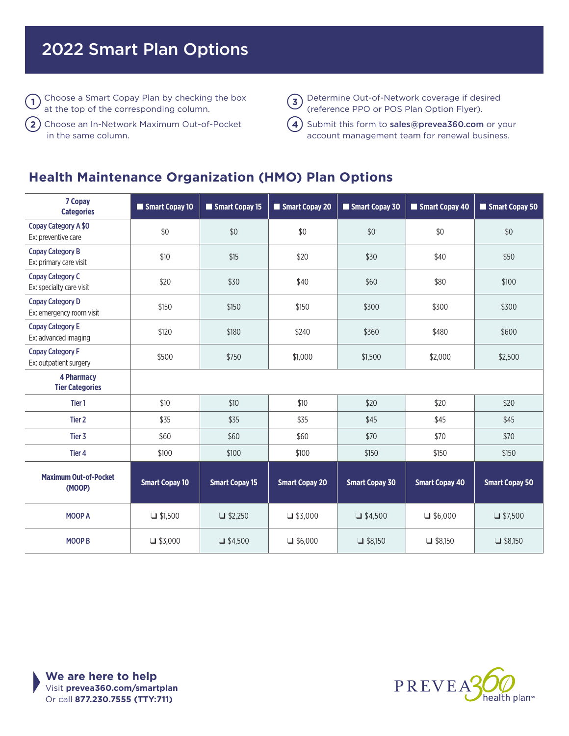# 2022 Smart Plan Options

1. Choose a Smart Copay Plan by checking the box at the top of the corresponding column.
2. Choose an In-Network Maximum Out-of-Pocket in the same column.
3. Determine Out-of-Network coverage if desired (reference PPO or POS Plan Option Flyer).
4. Submit this form to **sales@prevea360.com** or your account management team for renewal business.

## Health Maintenance Organization (HMO) Plan Options

| 7 Copay Categories | ■ Smart Copay 10 | ■ Smart Copay 15 | ■ Smart Copay 20 | ■ Smart Copay 30 | ■ Smart Copay 40 | ■ Smart Copay 50 |
|---|---|---|---|---|---|---|
| Copay Category A $0<br>Ex: preventive care | $0 | $0 | $0 | $0 | $0 | $0 |
| Copay Category B<br>Ex: primary care visit | $10 | $15 | $20 | $30 | $40 | $50 |
| Copay Category C<br>Ex: specialty care visit | $20 | $30 | $40 | $60 | $80 | $100 |
| Copay Category D<br>Ex: emergency room visit | $150 | $150 | $150 | $300 | $300 | $300 |
| Copay Category E<br>Ex: advanced imaging | $120 | $180 | $240 | $360 | $480 | $600 |
| Copay Category F<br>Ex: outpatient surgery | $500 | $750 | $1,000 | $1,500 | $2,000 | $2,500 |
| **4 Pharmacy Tier Categories** | | | | | | |
| Tier 1 | $10 | $10 | $10 | $20 | $20 | $20 |
| Tier 2 | $35 | $35 | $35 | $45 | $45 | $45 |
| Tier 3 | $60 | $60 | $60 | $70 | $70 | $70 |
| Tier 4 | $100 | $100 | $100 | $150 | $150 | $150 |
| **Maximum Out-of-Pocket (MOOP)** | **Smart Copay 10** | **Smart Copay 15** | **Smart Copay 20** | **Smart Copay 30** | **Smart Copay 40** | **Smart Copay 50** |
| MOOP A | ❑ $1,500 | ❑ $2,250 | ❑ $3,000 | ❑ $4,500 | ❑ $6,000 | ❑ $7,500 |
| MOOP B | ❑ $3,000 | ❑ $4,500 | ❑ $6,000 | ❑ $8,150 | ❑ $8,150 | ❑ $8,150 |

**We are here to help**
Visit **prevea360.com/smartplan**
Or call **877.230.7555 (TTY:711)**

PREVEA360 health plan℠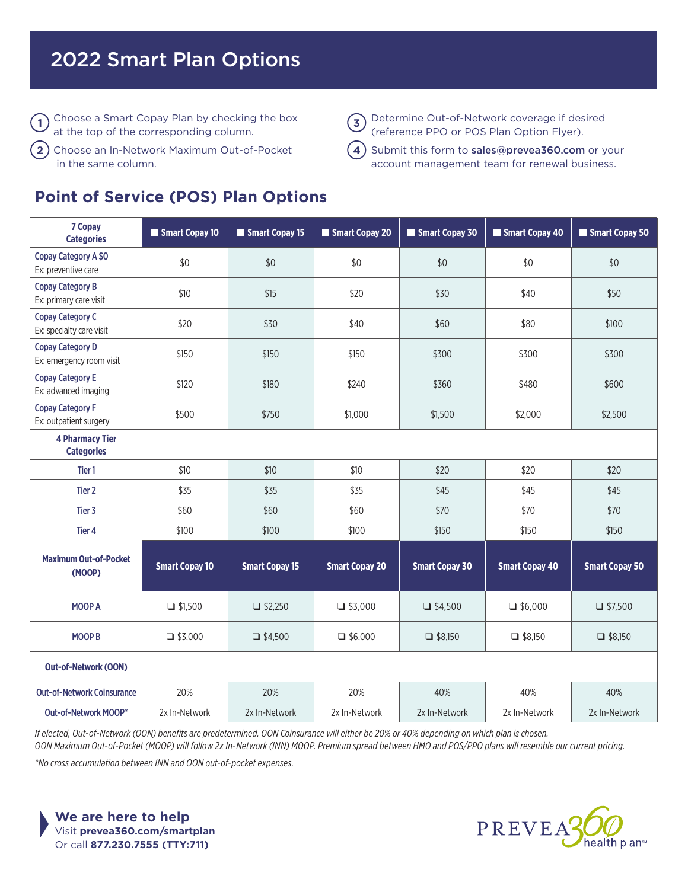# 2022 Smart Plan Options

1. Choose a Smart Copay Plan by checking the box at the top of the corresponding column.
2. Choose an In-Network Maximum Out-of-Pocket in the same column.
3. Determine Out-of-Network coverage if desired (reference PPO or POS Plan Option Flyer).
4. Submit this form to **sales@prevea360.com** or your account management team for renewal business.

## Point of Service (POS) Plan Options

| 7 Copay Categories | ☐ Smart Copay 10 | ☐ Smart Copay 15 | ☐ Smart Copay 20 | ☐ Smart Copay 30 | ☐ Smart Copay 40 | ☐ Smart Copay 50 |
|---|---|---|---|---|---|---|
| **Copay Category A $0** Ex: preventive care | $0 | $0 | $0 | $0 | $0 | $0 |
| **Copay Category B** Ex: primary care visit | $10 | $15 | $20 | $30 | $40 | $50 |
| **Copay Category C** Ex: specialty care visit | $20 | $30 | $40 | $60 | $80 | $100 |
| **Copay Category D** Ex: emergency room visit | $150 | $150 | $150 | $300 | $300 | $300 |
| **Copay Category E** Ex: advanced imaging | $120 | $180 | $240 | $360 | $480 | $600 |
| **Copay Category F** Ex: outpatient surgery | $500 | $750 | $1,000 | $1,500 | $2,000 | $2,500 |
| **4 Pharmacy Tier Categories** | | | | | | |
| Tier 1 | $10 | $10 | $10 | $20 | $20 | $20 |
| Tier 2 | $35 | $35 | $35 | $45 | $45 | $45 |
| Tier 3 | $60 | $60 | $60 | $70 | $70 | $70 |
| Tier 4 | $100 | $100 | $100 | $150 | $150 | $150 |
| **Maximum Out-of-Pocket (MOOP)** | **Smart Copay 10** | **Smart Copay 15** | **Smart Copay 20** | **Smart Copay 30** | **Smart Copay 40** | **Smart Copay 50** |
| MOOP A | ☐ $1,500 | ☐ $2,250 | ☐ $3,000 | ☐ $4,500 | ☐ $6,000 | ☐ $7,500 |
| MOOP B | ☐ $3,000 | ☐ $4,500 | ☐ $6,000 | ☐ $8,150 | ☐ $8,150 | ☐ $8,150 |
| **Out-of-Network (OON)** | | | | | | |
| Out-of-Network Coinsurance | 20% | 20% | 20% | 40% | 40% | 40% |
| Out-of-Network MOOP* | 2x In-Network | 2x In-Network | 2x In-Network | 2x In-Network | 2x In-Network | 2x In-Network |

*If elected, Out-of-Network (OON) benefits are predetermined. OON Coinsurance will either be 20% or 40% depending on which plan is chosen. OON Maximum Out-of-Pocket (MOOP) will follow 2x In-Network (INN) MOOP. Premium spread between HMO and POS/PPO plans will resemble our current pricing.*

*\*No cross accumulation between INN and OON out-of-pocket expenses.*

**We are here to help**
Visit **prevea360.com/smartplan**
Or call **877.230.7555 (TTY:711)**

PREVEA360 health plan℠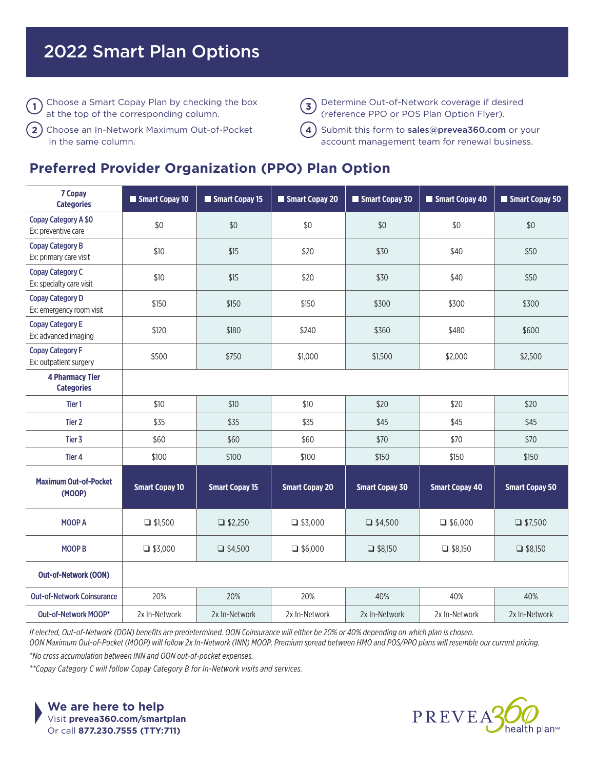# 2022 Smart Plan Options

1. Choose a Smart Copay Plan by checking the box at the top of the corresponding column.
2. Choose an In-Network Maximum Out-of-Pocket in the same column.
3. Determine Out-of-Network coverage if desired (reference PPO or POS Plan Option Flyer).
4. Submit this form to **sales@prevea360.com** or your account management team for renewal business.

## Preferred Provider Organization (PPO) Plan Option

| 7 Copay Categories | ■ Smart Copay 10 | ■ Smart Copay 15 | ■ Smart Copay 20 | ■ Smart Copay 30 | ■ Smart Copay 40 | ■ Smart Copay 50 |
|---|---|---|---|---|---|---|
| Copay Category A $0<br>Ex: preventive care | $0 | $0 | $0 | $0 | $0 | $0 |
| Copay Category B<br>Ex: primary care visit | $10 | $15 | $20 | $30 | $40 | $50 |
| Copay Category C<br>Ex: specialty care visit | $10 | $15 | $20 | $30 | $40 | $50 |
| Copay Category D<br>Ex: emergency room visit | $150 | $150 | $150 | $300 | $300 | $300 |
| Copay Category E<br>Ex: advanced imaging | $120 | $180 | $240 | $360 | $480 | $600 |
| Copay Category F<br>Ex: outpatient surgery | $500 | $750 | $1,000 | $1,500 | $2,000 | $2,500 |
| **4 Pharmacy Tier Categories** | | | | | | |
| Tier 1 | $10 | $10 | $10 | $20 | $20 | $20 |
| Tier 2 | $35 | $35 | $35 | $45 | $45 | $45 |
| Tier 3 | $60 | $60 | $60 | $70 | $70 | $70 |
| Tier 4 | $100 | $100 | $100 | $150 | $150 | $150 |
| **Maximum Out-of-Pocket (MOOP)** | **Smart Copay 10** | **Smart Copay 15** | **Smart Copay 20** | **Smart Copay 30** | **Smart Copay 40** | **Smart Copay 50** |
| MOOP A | ❑ $1,500 | ❑ $2,250 | ❑ $3,000 | ❑ $4,500 | ❑ $6,000 | ❑ $7,500 |
| MOOP B | ❑ $3,000 | ❑ $4,500 | ❑ $6,000 | ❑ $8,150 | ❑ $8,150 | ❑ $8,150 |
| **Out-of-Network (OON)** | | | | | | |
| Out-of-Network Coinsurance | 20% | 20% | 20% | 40% | 40% | 40% |
| Out-of-Network MOOP* | 2x In-Network | 2x In-Network | 2x In-Network | 2x In-Network | 2x In-Network | 2x In-Network |

*If elected, Out-of-Network (OON) benefits are predetermined. OON Coinsurance will either be 20% or 40% depending on which plan is chosen.*
*OON Maximum Out-of-Pocket (MOOP) will follow 2x In-Network (INN) MOOP. Premium spread between HMO and POS/PPO plans will resemble our current pricing.*

*\*No cross accumulation between INN and OON out-of-pocket expenses.*

*\*\*Copay Category C will follow Copay Category B for In-Network visits and services.*

**We are here to help**
Visit **prevea360.com/smartplan**
Or call **877.230.7555 (TTY:711)**

PREVEA360 health plan℠